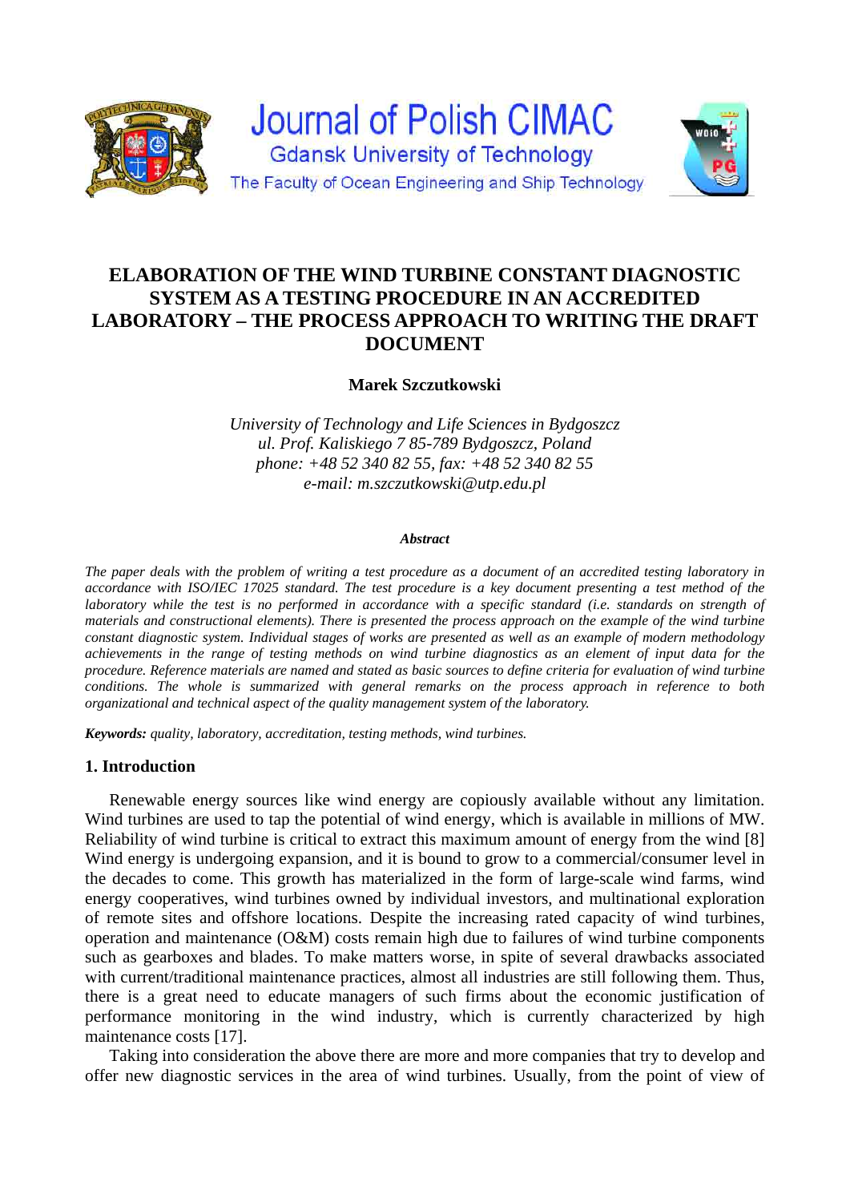# ELABORATION OF THE WIND TURBINE CONSTANT DIAGNOSTIC SYSTEM AS A TESTING PROCEDURE IN AN ACCREDITED LABORATORY – THE PROCESS APPROACH TO WRITING THE DRAFT DOCUMENT

**Marek Szczutkowski**

*University of Technology and Life Sciences in Bydgoszcz*
*ul. Prof. Kaliskiego 7 85-789 Bydgoszcz, Poland*
*phone: +48 52 340 82 55, fax: +48 52 340 82 55*
*e-mail: m.szczutkowski@utp.edu.pl*

***Abstract***

*The paper deals with the problem of writing a test procedure as a document of an accredited testing laboratory in accordance with ISO/IEC 17025 standard. The test procedure is a key document presenting a test method of the laboratory while the test is no performed in accordance with a specific standard (i.e. standards on strength of materials and constructional elements). There is presented the process approach on the example of the wind turbine constant diagnostic system. Individual stages of works are presented as well as an example of modern methodology achievements in the range of testing methods on wind turbine diagnostics as an element of input data for the procedure. Reference materials are named and stated as basic sources to define criteria for evaluation of wind turbine conditions. The whole is summarized with general remarks on the process approach in reference to both organizational and technical aspect of the quality management system of the laboratory.*

***Keywords:*** *quality, laboratory, accreditation, testing methods, wind turbines.*

## 1. Introduction

Renewable energy sources like wind energy are copiously available without any limitation. Wind turbines are used to tap the potential of wind energy, which is available in millions of MW. Reliability of wind turbine is critical to extract this maximum amount of energy from the wind [8] Wind energy is undergoing expansion, and it is bound to grow to a commercial/consumer level in the decades to come. This growth has materialized in the form of large-scale wind farms, wind energy cooperatives, wind turbines owned by individual investors, and multinational exploration of remote sites and offshore locations. Despite the increasing rated capacity of wind turbines, operation and maintenance (O&M) costs remain high due to failures of wind turbine components such as gearboxes and blades. To make matters worse, in spite of several drawbacks associated with current/traditional maintenance practices, almost all industries are still following them. Thus, there is a great need to educate managers of such firms about the economic justification of performance monitoring in the wind industry, which is currently characterized by high maintenance costs [17].

Taking into consideration the above there are more and more companies that try to develop and offer new diagnostic services in the area of wind turbines. Usually, from the point of view of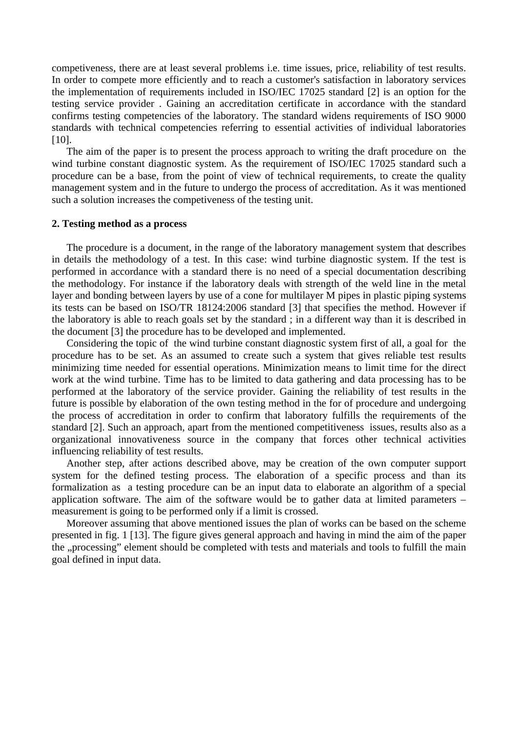competiveness, there are at least several problems i.e. time issues, price, reliability of test results. In order to compete more efficiently and to reach a customer's satisfaction in laboratory services the implementation of requirements included in ISO/IEC 17025 standard [2] is an option for the testing service provider . Gaining an accreditation certificate in accordance with the standard confirms testing competencies of the laboratory. The standard widens requirements of ISO 9000 standards with technical competencies referring to essential activities of individual laboratories [10].

The aim of the paper is to present the process approach to writing the draft procedure on the wind turbine constant diagnostic system. As the requirement of ISO/IEC 17025 standard such a procedure can be a base, from the point of view of technical requirements, to create the quality management system and in the future to undergo the process of accreditation. As it was mentioned such a solution increases the competiveness of the testing unit.

## 2. Testing method as a process

The procedure is a document, in the range of the laboratory management system that describes in details the methodology of a test. In this case: wind turbine diagnostic system. If the test is performed in accordance with a standard there is no need of a special documentation describing the methodology. For instance if the laboratory deals with strength of the weld line in the metal layer and bonding between layers by use of a cone for multilayer M pipes in plastic piping systems its tests can be based on ISO/TR 18124:2006 standard [3] that specifies the method. However if the laboratory is able to reach goals set by the standard ; in a different way than it is described in the document [3] the procedure has to be developed and implemented.

Considering the topic of the wind turbine constant diagnostic system first of all, a goal for the procedure has to be set. As an assumed to create such a system that gives reliable test results minimizing time needed for essential operations. Minimization means to limit time for the direct work at the wind turbine. Time has to be limited to data gathering and data processing has to be performed at the laboratory of the service provider. Gaining the reliability of test results in the future is possible by elaboration of the own testing method in the for of procedure and undergoing the process of accreditation in order to confirm that laboratory fulfills the requirements of the standard [2]. Such an approach, apart from the mentioned competitiveness issues, results also as a organizational innovativeness source in the company that forces other technical activities influencing reliability of test results.

Another step, after actions described above, may be creation of the own computer support system for the defined testing process. The elaboration of a specific process and than its formalization as a testing procedure can be an input data to elaborate an algorithm of a special application software. The aim of the software would be to gather data at limited parameters – measurement is going to be performed only if a limit is crossed.

Moreover assuming that above mentioned issues the plan of works can be based on the scheme presented in fig. 1 [13]. The figure gives general approach and having in mind the aim of the paper the „processing" element should be completed with tests and materials and tools to fulfill the main goal defined in input data.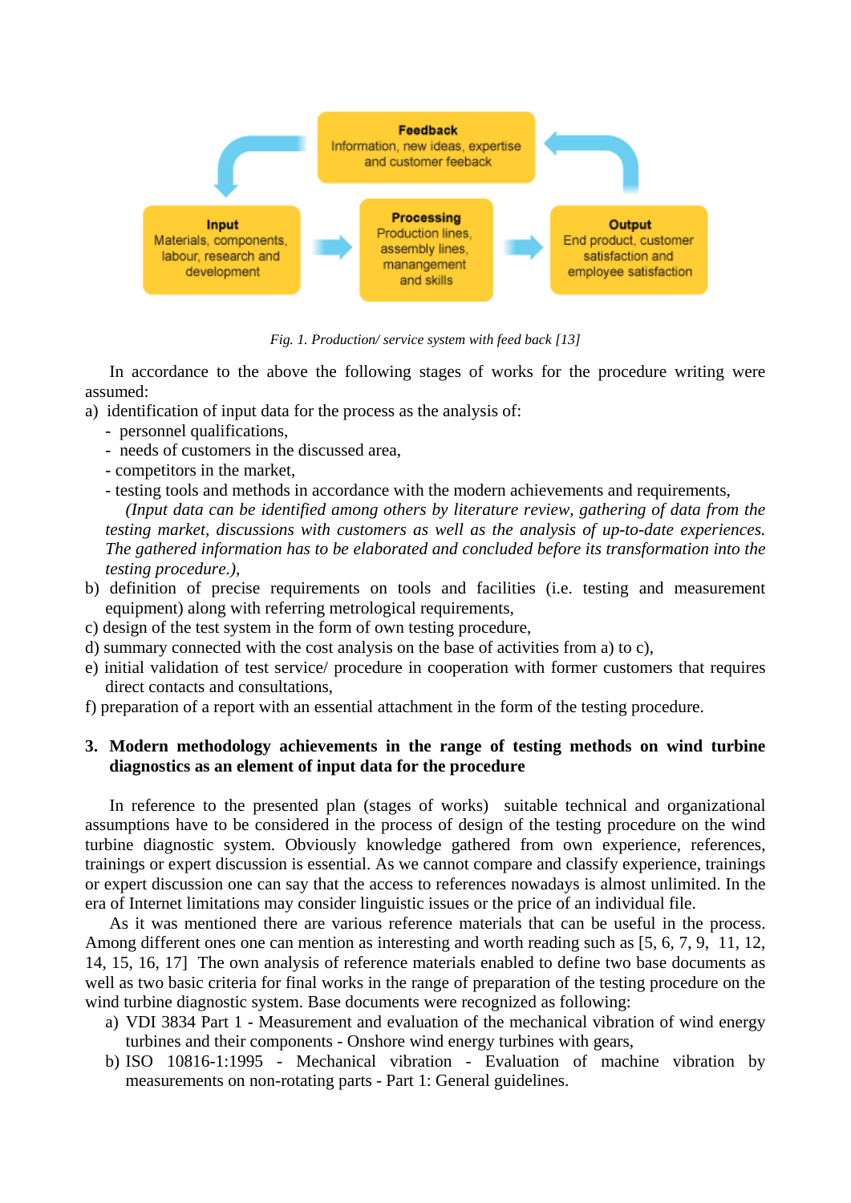Feedback
Information, new ideas, expertise and customer feeback

Input
Materials, components, labour, research and development

Processing
Production lines, assembly lines, manangement and skills

Output
End product, customer satisfaction and employee satisfaction

*Fig. 1. Production/ service system with feed back [13]*

In accordance to the above the following stages of works for the procedure writing were assumed:

a) identification of input data for the process as the analysis of:
  - personnel qualifications,
  - needs of customers in the discussed area,
  - competitors in the market,
  - testing tools and methods in accordance with the modern achievements and requirements,

  *(Input data can be identified among others by literature review, gathering of data from the testing market, discussions with customers as well as the analysis of up-to-date experiences. The gathered information has to be elaborated and concluded before its transformation into the testing procedure.),*

b) definition of precise requirements on tools and facilities (i.e. testing and measurement equipment) along with referring metrological requirements,

c) design of the test system in the form of own testing procedure,

d) summary connected with the cost analysis on the base of activities from a) to c),

e) initial validation of test service/ procedure in cooperation with former customers that requires direct contacts and consultations,

f) preparation of a report with an essential attachment in the form of the testing procedure.

## 3. Modern methodology achievements in the range of testing methods on wind turbine diagnostics as an element of input data for the procedure

In reference to the presented plan (stages of works) suitable technical and organizational assumptions have to be considered in the process of design of the testing procedure on the wind turbine diagnostic system. Obviously knowledge gathered from own experience, references, trainings or expert discussion is essential. As we cannot compare and classify experience, trainings or expert discussion one can say that the access to references nowadays is almost unlimited. In the era of Internet limitations may consider linguistic issues or the price of an individual file.

As it was mentioned there are various reference materials that can be useful in the process. Among different ones one can mention as interesting and worth reading such as [5, 6, 7, 9, 11, 12, 14, 15, 16, 17] The own analysis of reference materials enabled to define two base documents as well as two basic criteria for final works in the range of preparation of the testing procedure on the wind turbine diagnostic system. Base documents were recognized as following:

a) VDI 3834 Part 1 - Measurement and evaluation of the mechanical vibration of wind energy turbines and their components - Onshore wind energy turbines with gears,

b) ISO 10816-1:1995 - Mechanical vibration - Evaluation of machine vibration by measurements on non-rotating parts - Part 1: General guidelines.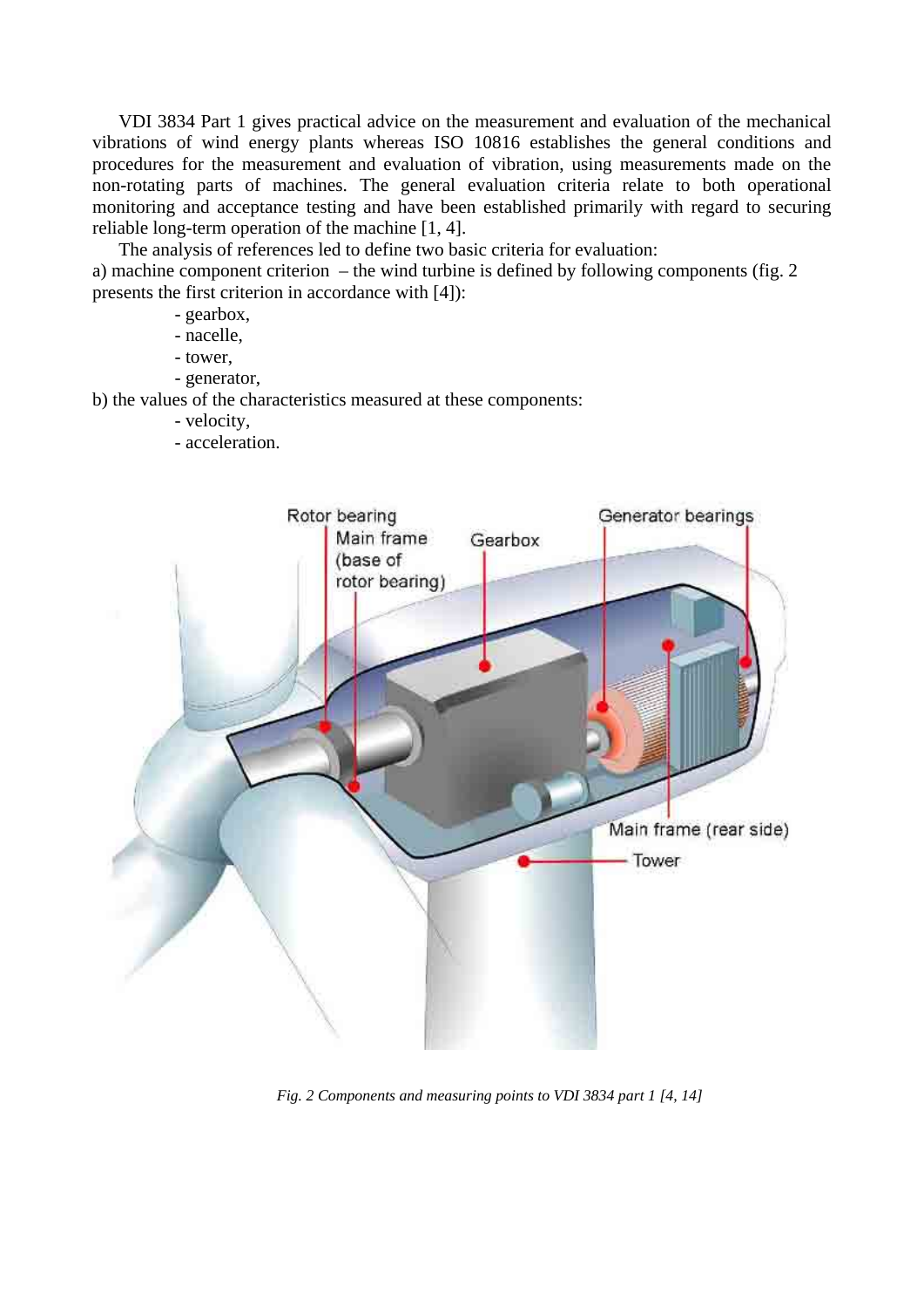VDI 3834 Part 1 gives practical advice on the measurement and evaluation of the mechanical vibrations of wind energy plants whereas ISO 10816 establishes the general conditions and procedures for the measurement and evaluation of vibration, using measurements made on the non-rotating parts of machines. The general evaluation criteria relate to both operational monitoring and acceptance testing and have been established primarily with regard to securing reliable long-term operation of the machine [1, 4].

The analysis of references led to define two basic criteria for evaluation:

a) machine component criterion – the wind turbine is defined by following components (fig. 2 presents the first criterion in accordance with [4]):

- gearbox,
- nacelle,
- tower,
- generator,

b) the values of the characteristics measured at these components:

- velocity,
- acceleration.

*Fig. 2 Components and measuring points to VDI 3834 part 1 [4, 14]*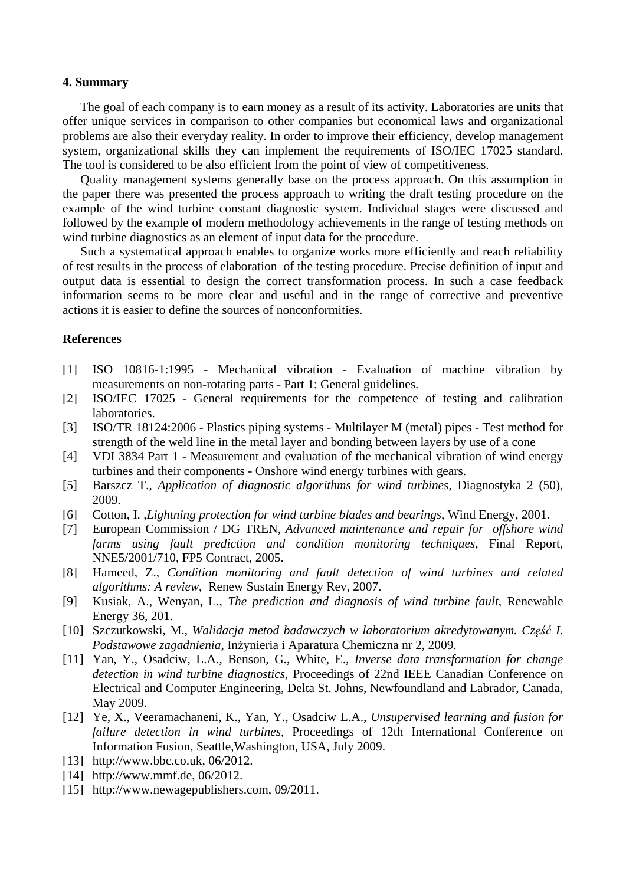## 4. Summary

The goal of each company is to earn money as a result of its activity. Laboratories are units that offer unique services in comparison to other companies but economical laws and organizational problems are also their everyday reality. In order to improve their efficiency, develop management system, organizational skills they can implement the requirements of ISO/IEC 17025 standard. The tool is considered to be also efficient from the point of view of competitiveness.

Quality management systems generally base on the process approach. On this assumption in the paper there was presented the process approach to writing the draft testing procedure on the example of the wind turbine constant diagnostic system. Individual stages were discussed and followed by the example of modern methodology achievements in the range of testing methods on wind turbine diagnostics as an element of input data for the procedure.

Such a systematical approach enables to organize works more efficiently and reach reliability of test results in the process of elaboration of the testing procedure. Precise definition of input and output data is essential to design the correct transformation process. In such a case feedback information seems to be more clear and useful and in the range of corrective and preventive actions it is easier to define the sources of nonconformities.

## References

[1] ISO 10816-1:1995 - Mechanical vibration - Evaluation of machine vibration by measurements on non-rotating parts - Part 1: General guidelines.

[2] ISO/IEC 17025 - General requirements for the competence of testing and calibration laboratories.

[3] ISO/TR 18124:2006 - Plastics piping systems - Multilayer M (metal) pipes - Test method for strength of the weld line in the metal layer and bonding between layers by use of a cone

[4] VDI 3834 Part 1 - Measurement and evaluation of the mechanical vibration of wind energy turbines and their components - Onshore wind energy turbines with gears.

[5] Barszcz T., *Application of diagnostic algorithms for wind turbines*, Diagnostyka 2 (50), 2009.

[6] Cotton, I. ,*Lightning protection for wind turbine blades and bearings*, Wind Energy, 2001.

[7] European Commission / DG TREN, *Advanced maintenance and repair for offshore wind farms using fault prediction and condition monitoring techniques*, Final Report, NNE5/2001/710, FP5 Contract, 2005.

[8] Hameed, Z., *Condition monitoring and fault detection of wind turbines and related algorithms: A review*, Renew Sustain Energy Rev, 2007.

[9] Kusiak, A., Wenyan, L., *The prediction and diagnosis of wind turbine fault*, Renewable Energy 36, 201.

[10] Szczutkowski, M., *Walidacja metod badawczych w laboratorium akredytowanym. Część I. Podstawowe zagadnienia*, Inżynieria i Aparatura Chemiczna nr 2, 2009.

[11] Yan, Y., Osadciw, L.A., Benson, G., White, E., *Inverse data transformation for change detection in wind turbine diagnostics*, Proceedings of 22nd IEEE Canadian Conference on Electrical and Computer Engineering, Delta St. Johns, Newfoundland and Labrador, Canada, May 2009.

[12] Ye, X., Veeramachaneni, K., Yan, Y., Osadciw L.A., *Unsupervised learning and fusion for failure detection in wind turbines*, Proceedings of 12th International Conference on Information Fusion, Seattle,Washington, USA, July 2009.

[13] http://www.bbc.co.uk, 06/2012.

[14] http://www.mmf.de, 06/2012.

[15] http://www.newagepublishers.com, 09/2011.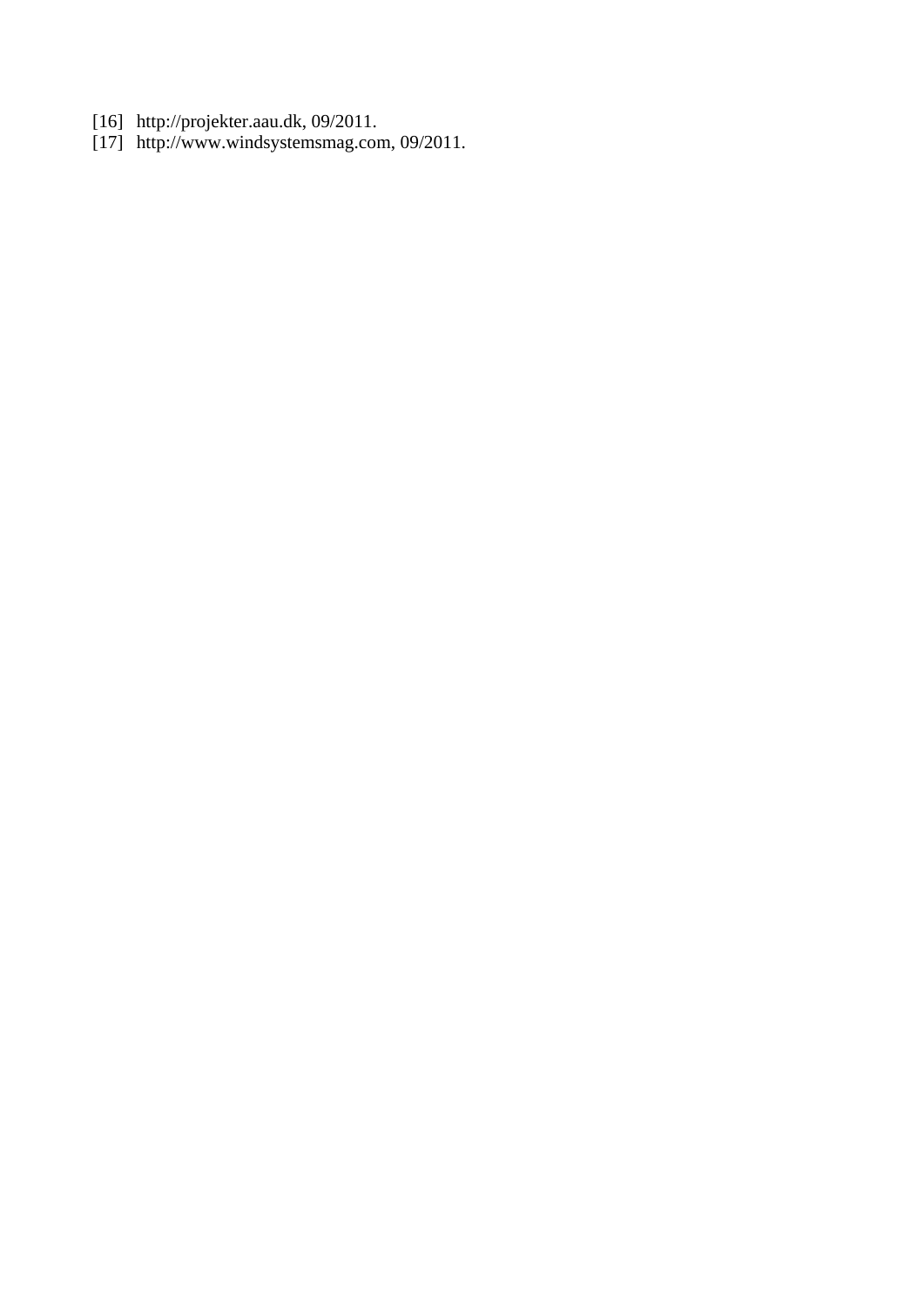[16] http://projekter.aau.dk, 09/2011.
[17] http://www.windsystemsmag.com, 09/2011.